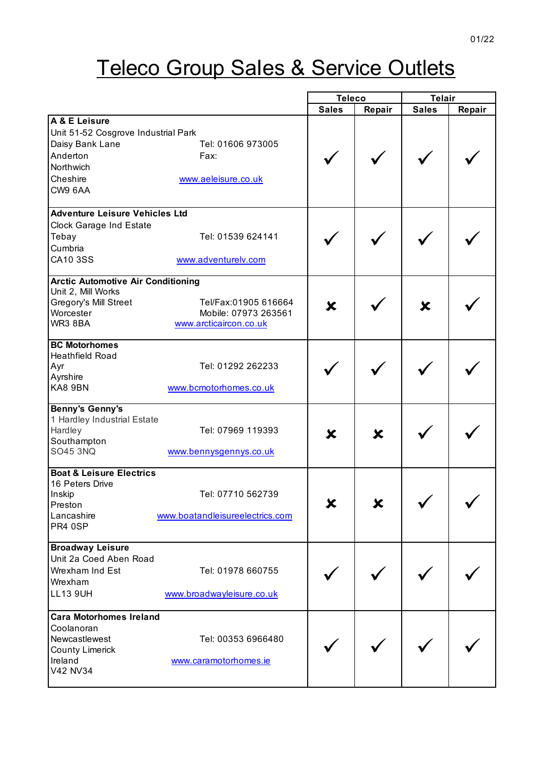# Teleco Group Sales & Service Outlets

| | Teleco | | Telair | |
|---|---|---|---|---|
| | Sales | Repair | Sales | Repair |
| **A & E Leisure**<br>Unit 51-52 Cosgrove Industrial Park<br>Daisy Bank Lane<br>Anderton<br>Northwich<br>Cheshire<br>CW9 6AA<br>Tel: 01606 973005<br>Fax:<br>www.aeleisure.co.uk | ✓ | ✓ | ✓ | ✓ |
| **Adventure Leisure Vehicles Ltd**<br>Clock Garage Ind Estate<br>Tebay<br>Cumbria<br>CA10 3SS<br>Tel: 01539 624141<br>www.adventurelv.com | ✓ | ✓ | ✓ | ✓ |
| **Arctic Automotive Air Conditioning**<br>Unit 2, Mill Works<br>Gregory's Mill Street<br>Worcester<br>WR3 8BA<br>Tel/Fax:01905 616664<br>Mobile: 07973 263561<br>www.arcticaircon.co.uk | ✗ | ✓ | ✗ | ✓ |
| **BC Motorhomes**<br>Heathfield Road<br>Ayr<br>Ayrshire<br>KA8 9BN<br>Tel: 01292 262233<br>www.bcmotorhomes.co.uk | ✓ | ✓ | ✓ | ✓ |
| **Benny's Genny's**<br>1 Hardley Industrial Estate<br>Hardley<br>Southampton<br>SO45 3NQ<br>Tel: 07969 119393<br>www.bennysgennys.co.uk | ✗ | ✗ | ✓ | ✓ |
| **Boat & Leisure Electrics**<br>16 Peters Drive<br>Inskip<br>Preston<br>Lancashire<br>PR4 0SP<br>Tel: 07710 562739<br>www.boatandleisureelectrics.com | ✗ | ✗ | ✓ | ✓ |
| **Broadway Leisure**<br>Unit 2a Coed Aben Road<br>Wrexham Ind Est<br>Wrexham<br>LL13 9UH<br>Tel: 01978 660755<br>www.broadwayleisure.co.uk | ✓ | ✓ | ✓ | ✓ |
| **Cara Motorhomes Ireland**<br>Coolanoran<br>Newcastlewest<br>County Limerick<br>Ireland<br>V42 NV34<br>Tel: 00353 6966480<br>www.caramotorhomes.ie | ✓ | ✓ | ✓ | ✓ |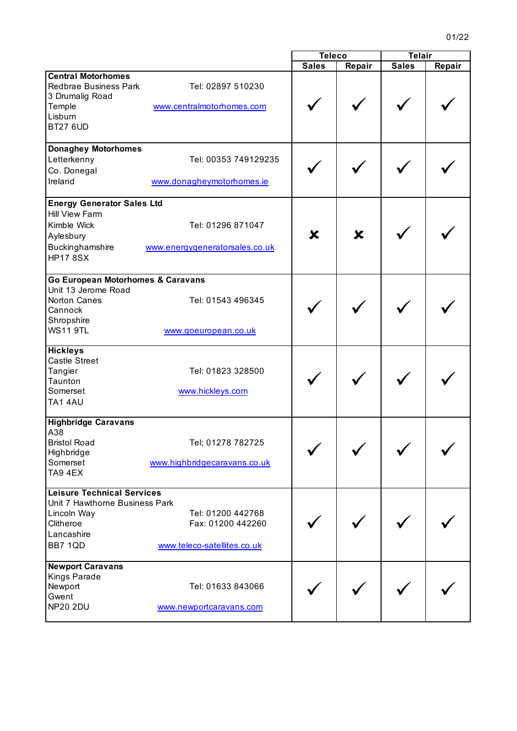01/22

| | Teleco | | Telair | |
|---|---|---|---|---|
| | Sales | Repair | Sales | Repair |
| **Central Motorhomes**<br>Redbrae Business Park<br>3 Drumalig Road<br>Temple<br>Lisburn<br>BT27 6UD<br>Tel: 02897 510230<br>www.centralmotorhomes.com | ✓ | ✓ | ✓ | ✓ |
| **Donaghey Motorhomes**<br>Letterkenny<br>Co. Donegal<br>Ireland<br>Tel: 00353 749129235<br>www.donagheymotorhomes.ie | ✓ | ✓ | ✓ | ✓ |
| **Energy Generator Sales Ltd**<br>Hill View Farm<br>Kimble Wick<br>Aylesbury<br>Buckinghamshire<br>HP17 8SX<br>Tel: 01296 871047<br>www.energygeneratorsales.co.uk | ✗ | ✗ | ✓ | ✓ |
| **Go European Motorhomes & Caravans**<br>Unit 13 Jerome Road<br>Norton Canes<br>Cannock<br>Shropshire<br>WS11 9TL<br>Tel: 01543 496345<br>www.goeuropean.co.uk | ✓ | ✓ | ✓ | ✓ |
| **Hickleys**<br>Castle Street<br>Tangier<br>Taunton<br>Somerset<br>TA1 4AU<br>Tel: 01823 328500<br>www.hickleys.com | ✓ | ✓ | ✓ | ✓ |
| **Highbridge Caravans**<br>A38<br>Bristol Road<br>Highbridge<br>Somerset<br>TA9 4EX<br>Tel; 01278 782725<br>www.highbridgecaravans.co.uk | ✓ | ✓ | ✓ | ✓ |
| **Leisure Technical Services**<br>Unit 7 Hawthorne Business Park<br>Lincoln Way<br>Clitheroe<br>Lancashire<br>BB7 1QD<br>Tel: 01200 442768<br>Fax: 01200 442260<br>www.teleco-satellites.co.uk | ✓ | ✓ | ✓ | ✓ |
| **Newport Caravans**<br>Kings Parade<br>Newport<br>Gwent<br>NP20 2DU<br>Tel: 01633 843066<br>www.newportcaravans.com | ✓ | ✓ | ✓ | ✓ |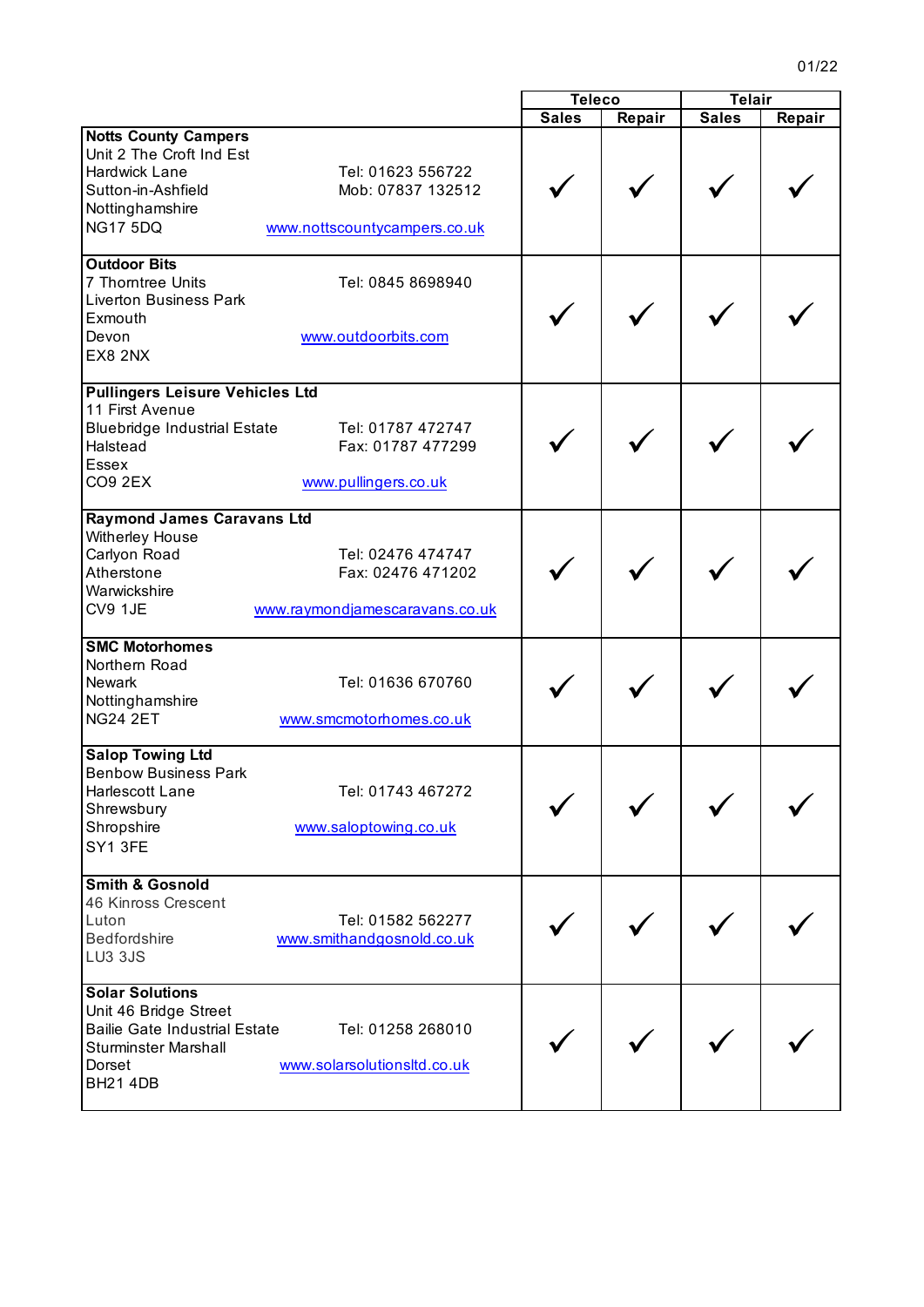| | Teleco | | Telair | |
|---|---|---|---|---|
| | Sales | Repair | Sales | Repair |
| **Notts County Campers**<br>Unit 2 The Croft Ind Est<br>Hardwick Lane<br>Sutton-in-Ashfield<br>Nottinghamshire<br>NG17 5DQ<br>Tel: 01623 556722<br>Mob: 07837 132512<br>www.nottscountycampers.co.uk | ✓ | ✓ | ✓ | ✓ |
| **Outdoor Bits**<br>7 Thorntree Units<br>Liverton Business Park<br>Exmouth<br>Devon<br>EX8 2NX<br>Tel: 0845 8698940<br>www.outdoorbits.com | ✓ | ✓ | ✓ | ✓ |
| **Pullingers Leisure Vehicles Ltd**<br>11 First Avenue<br>Bluebridge Industrial Estate<br>Halstead<br>Essex<br>CO9 2EX<br>Tel: 01787 472747<br>Fax: 01787 477299<br>www.pullingers.co.uk | ✓ | ✓ | ✓ | ✓ |
| **Raymond James Caravans Ltd**<br>Witherley House<br>Carlyon Road<br>Atherstone<br>Warwickshire<br>CV9 1JE<br>Tel: 02476 474747<br>Fax: 02476 471202<br>www.raymondjamescaravans.co.uk | ✓ | ✓ | ✓ | ✓ |
| **SMC Motorhomes**<br>Northern Road<br>Newark<br>Nottinghamshire<br>NG24 2ET<br>Tel: 01636 670760<br>www.smcmotorhomes.co.uk | ✓ | ✓ | ✓ | ✓ |
| **Salop Towing Ltd**<br>Benbow Business Park<br>Harlescott Lane<br>Shrewsbury<br>Shropshire<br>SY1 3FE<br>Tel: 01743 467272<br>www.saloptowing.co.uk | ✓ | ✓ | ✓ | ✓ |
| **Smith & Gosnold**<br>46 Kinross Crescent<br>Luton<br>Bedfordshire<br>LU3 3JS<br>Tel: 01582 562277<br>www.smithandgosnold.co.uk | ✓ | ✓ | ✓ | ✓ |
| **Solar Solutions**<br>Unit 46 Bridge Street<br>Bailie Gate Industrial Estate<br>Sturminster Marshall<br>Dorset<br>BH21 4DB<br>Tel: 01258 268010<br>www.solarsolutionsltd.co.uk | ✓ | ✓ | ✓ | ✓ |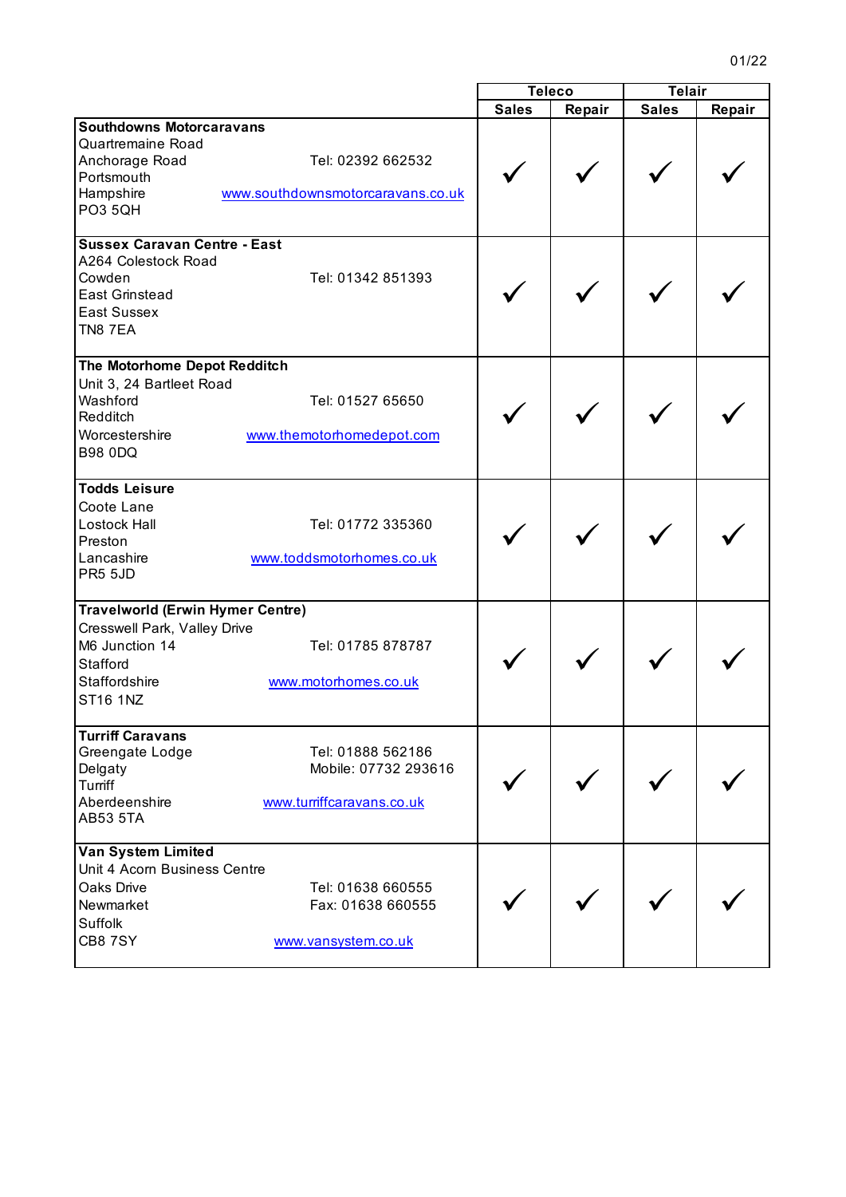| Dealer | Teleco | | Telair | |
|---|---|---|---|---|
| | Sales | Repair | Sales | Repair |
| **Southdowns Motorcaravans**<br>Quartremaine Road<br>Anchorage Road<br>Portsmouth<br>Hampshire<br>PO3 5QH<br>Tel: 02392 662532<br>www.southdownsmotorcaravans.co.uk | ✓ | ✓ | ✓ | ✓ |
| **Sussex Caravan Centre - East**<br>A264 Colestock Road<br>Cowden<br>East Grinstead<br>East Sussex<br>TN8 7EA<br>Tel: 01342 851393 | ✓ | ✓ | ✓ | ✓ |
| **The Motorhome Depot Redditch**<br>Unit 3, 24 Bartleet Road<br>Washford<br>Redditch<br>Worcestershire<br>B98 0DQ<br>Tel: 01527 65650<br>www.themotorhomedepot.com | ✓ | ✓ | ✓ | ✓ |
| **Todds Leisure**<br>Coote Lane<br>Lostock Hall<br>Preston<br>Lancashire<br>PR5 5JD<br>Tel: 01772 335360<br>www.toddsmotorhomes.co.uk | ✓ | ✓ | ✓ | ✓ |
| **Travelworld (Erwin Hymer Centre)**<br>Cresswell Park, Valley Drive<br>M6 Junction 14<br>Stafford<br>Staffordshire<br>ST16 1NZ<br>Tel: 01785 878787<br>www.motorhomes.co.uk | ✓ | ✓ | ✓ | ✓ |
| **Turriff Caravans**<br>Greengate Lodge<br>Delgaty<br>Turriff<br>Aberdeenshire<br>AB53 5TA<br>Tel: 01888 562186<br>Mobile: 07732 293616<br>www.turriffcaravans.co.uk | ✓ | ✓ | ✓ | ✓ |
| **Van System Limited**<br>Unit 4 Acorn Business Centre<br>Oaks Drive<br>Newmarket<br>Suffolk<br>CB8 7SY<br>Tel: 01638 660555<br>Fax: 01638 660555<br>www.vansystem.co.uk | ✓ | ✓ | ✓ | ✓ |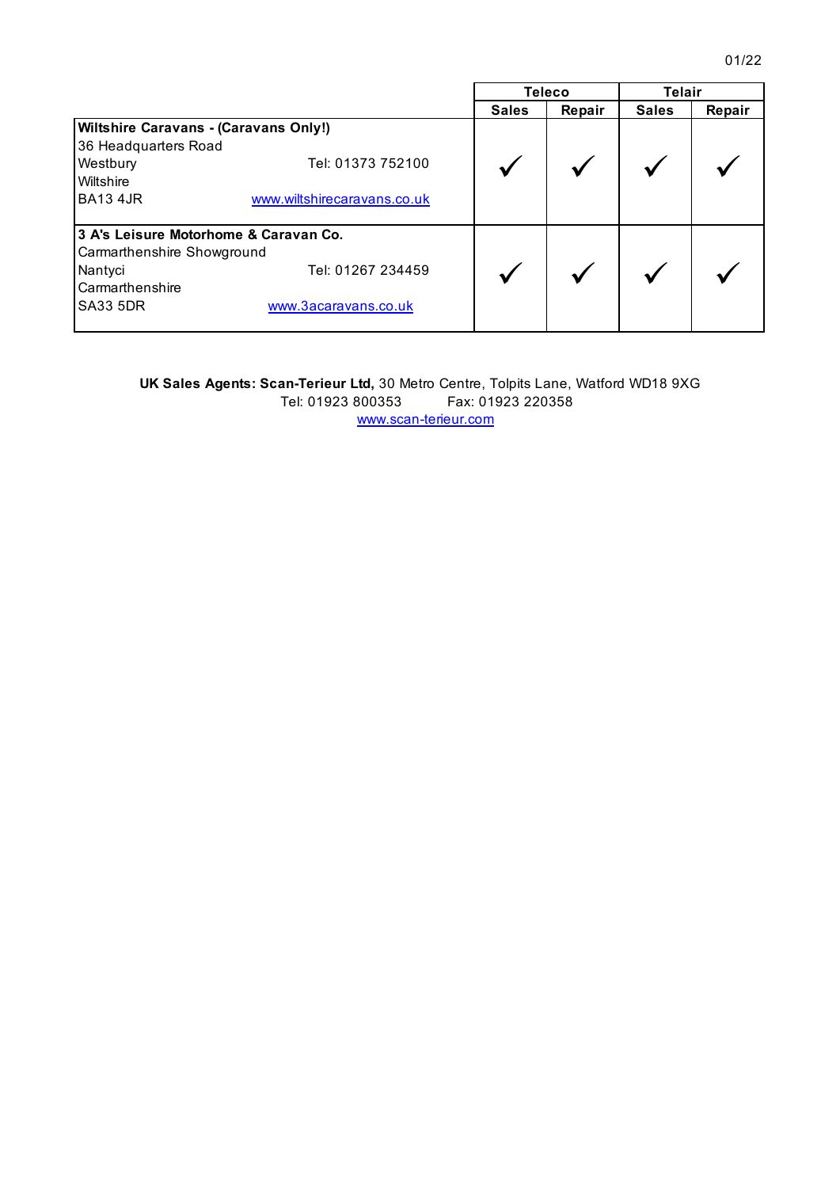| | Teleco | | Telair | |
|---|---|---|---|---|
| | Sales | Repair | Sales | Repair |
| **Wiltshire Caravans - (Caravans Only!)**<br>36 Headquarters Road<br>Westbury Tel: 01373 752100<br>Wiltshire<br>BA13 4JR www.wiltshirecaravans.co.uk | ✓ | ✓ | ✓ | ✓ |
| **3 A's Leisure Motorhome & Caravan Co.**<br>Carmarthenshire Showground<br>Nantyci Tel: 01267 234459<br>Carmarthenshire<br>SA33 5DR www.3acaravans.co.uk | ✓ | ✓ | ✓ | ✓ |

**UK Sales Agents: Scan-Terieur Ltd,** 30 Metro Centre, Tolpits Lane, Watford WD18 9XG
Tel: 01923 800353 Fax: 01923 220358
www.scan-terieur.com